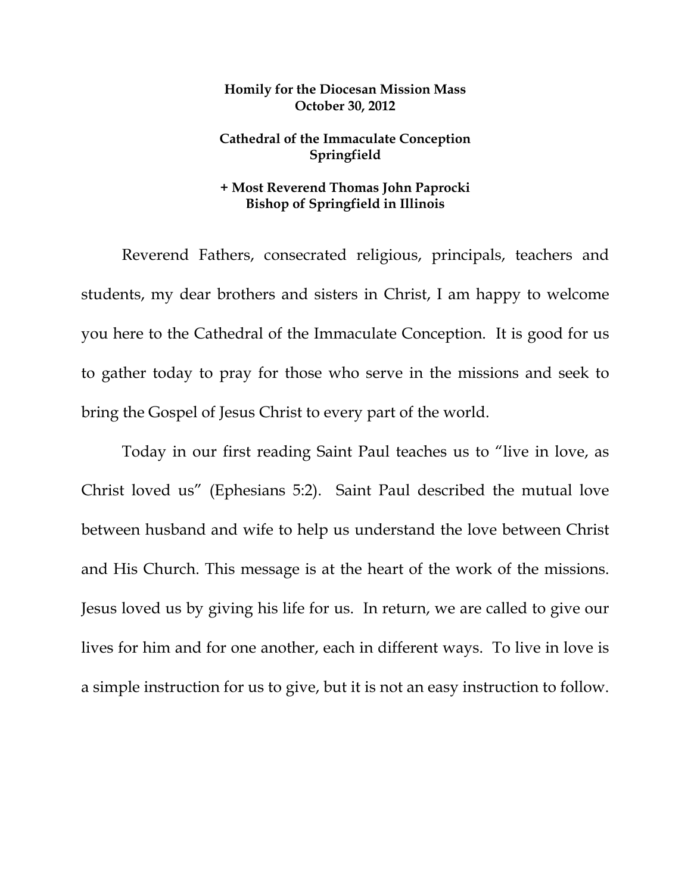**Homily for the Diocesan Mission Mass**
**October 30, 2012**

**Cathedral of the Immaculate Conception**
**Springfield**

**+ Most Reverend Thomas John Paprocki**
**Bishop of Springfield in Illinois**

Reverend Fathers, consecrated religious, principals, teachers and students, my dear brothers and sisters in Christ, I am happy to welcome you here to the Cathedral of the Immaculate Conception. It is good for us to gather today to pray for those who serve in the missions and seek to bring the Gospel of Jesus Christ to every part of the world.

Today in our first reading Saint Paul teaches us to "live in love, as Christ loved us" (Ephesians 5:2). Saint Paul described the mutual love between husband and wife to help us understand the love between Christ and His Church. This message is at the heart of the work of the missions. Jesus loved us by giving his life for us. In return, we are called to give our lives for him and for one another, each in different ways. To live in love is a simple instruction for us to give, but it is not an easy instruction to follow.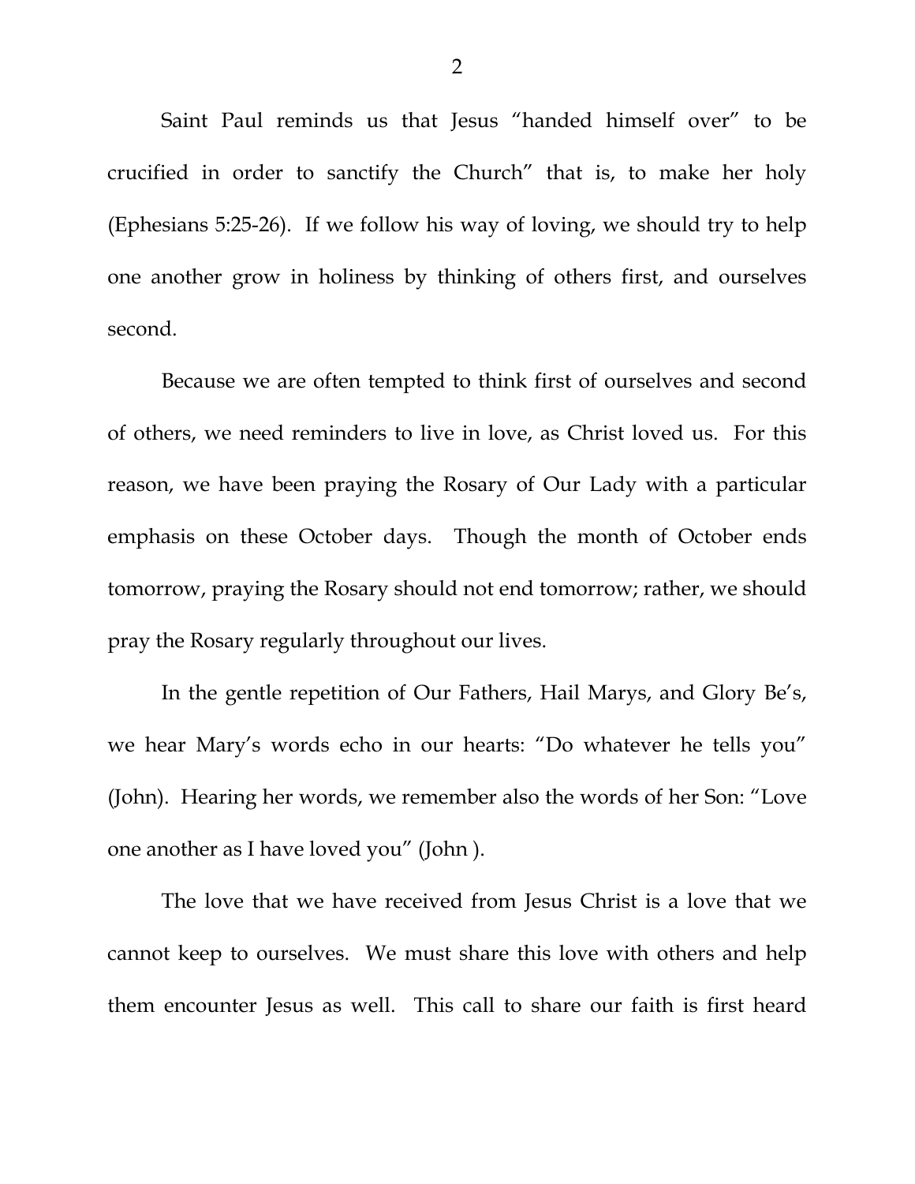Saint Paul reminds us that Jesus "handed himself over" to be crucified in order to sanctify the Church" that is, to make her holy (Ephesians 5:25-26). If we follow his way of loving, we should try to help one another grow in holiness by thinking of others first, and ourselves second.

Because we are often tempted to think first of ourselves and second of others, we need reminders to live in love, as Christ loved us. For this reason, we have been praying the Rosary of Our Lady with a particular emphasis on these October days. Though the month of October ends tomorrow, praying the Rosary should not end tomorrow; rather, we should pray the Rosary regularly throughout our lives.

In the gentle repetition of Our Fathers, Hail Marys, and Glory Be's, we hear Mary's words echo in our hearts: "Do whatever he tells you" (John). Hearing her words, we remember also the words of her Son: "Love one another as I have loved you" (John ).

The love that we have received from Jesus Christ is a love that we cannot keep to ourselves. We must share this love with others and help them encounter Jesus as well. This call to share our faith is first heard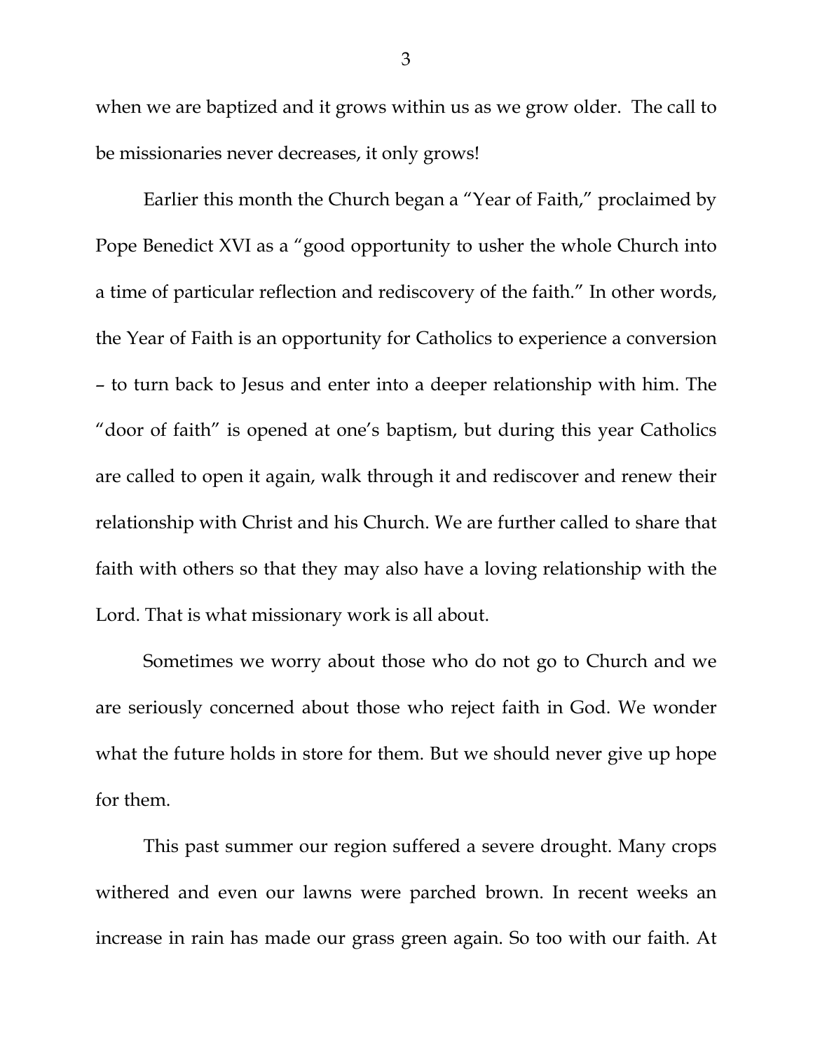when we are baptized and it grows within us as we grow older. The call to be missionaries never decreases, it only grows!

Earlier this month the Church began a "Year of Faith," proclaimed by Pope Benedict XVI as a "good opportunity to usher the whole Church into a time of particular reflection and rediscovery of the faith." In other words, the Year of Faith is an opportunity for Catholics to experience a conversion – to turn back to Jesus and enter into a deeper relationship with him. The "door of faith" is opened at one's baptism, but during this year Catholics are called to open it again, walk through it and rediscover and renew their relationship with Christ and his Church. We are further called to share that faith with others so that they may also have a loving relationship with the Lord. That is what missionary work is all about.

Sometimes we worry about those who do not go to Church and we are seriously concerned about those who reject faith in God. We wonder what the future holds in store for them. But we should never give up hope for them.

This past summer our region suffered a severe drought. Many crops withered and even our lawns were parched brown. In recent weeks an increase in rain has made our grass green again. So too with our faith. At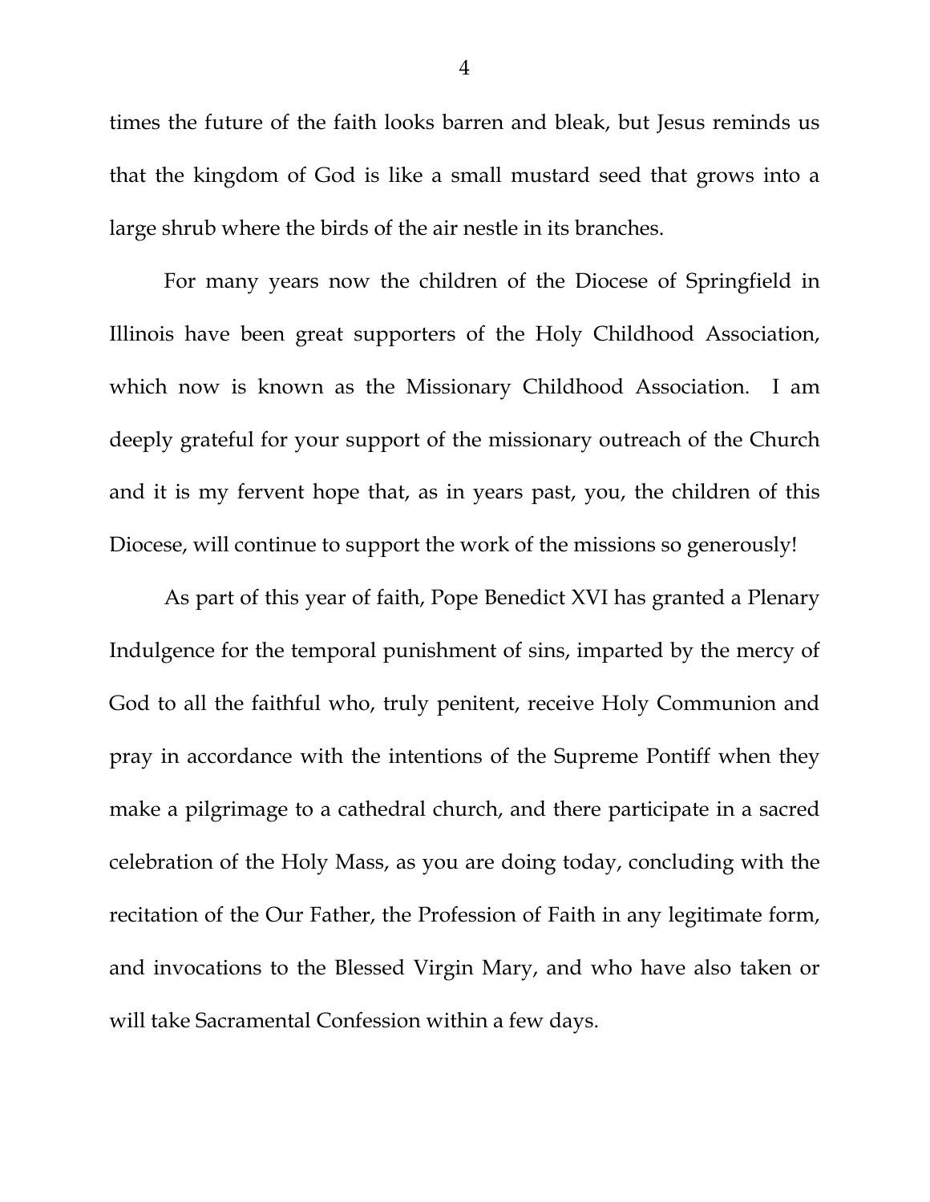times the future of the faith looks barren and bleak, but Jesus reminds us that the kingdom of God is like a small mustard seed that grows into a large shrub where the birds of the air nestle in its branches.

For many years now the children of the Diocese of Springfield in Illinois have been great supporters of the Holy Childhood Association, which now is known as the Missionary Childhood Association. I am deeply grateful for your support of the missionary outreach of the Church and it is my fervent hope that, as in years past, you, the children of this Diocese, will continue to support the work of the missions so generously!

As part of this year of faith, Pope Benedict XVI has granted a Plenary Indulgence for the temporal punishment of sins, imparted by the mercy of God to all the faithful who, truly penitent, receive Holy Communion and pray in accordance with the intentions of the Supreme Pontiff when they make a pilgrimage to a cathedral church, and there participate in a sacred celebration of the Holy Mass, as you are doing today, concluding with the recitation of the Our Father, the Profession of Faith in any legitimate form, and invocations to the Blessed Virgin Mary, and who have also taken or will take Sacramental Confession within a few days.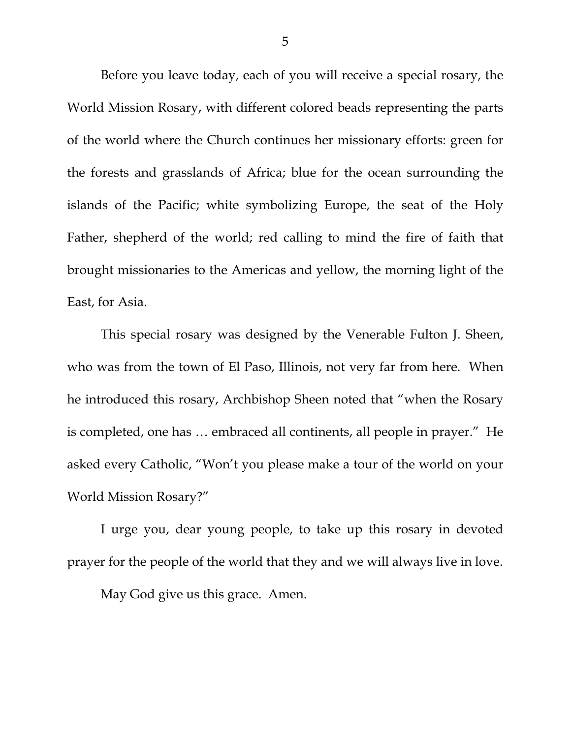Before you leave today, each of you will receive a special rosary, the World Mission Rosary, with different colored beads representing the parts of the world where the Church continues her missionary efforts: green for the forests and grasslands of Africa; blue for the ocean surrounding the islands of the Pacific; white symbolizing Europe, the seat of the Holy Father, shepherd of the world; red calling to mind the fire of faith that brought missionaries to the Americas and yellow, the morning light of the East, for Asia.

This special rosary was designed by the Venerable Fulton J. Sheen, who was from the town of El Paso, Illinois, not very far from here. When he introduced this rosary, Archbishop Sheen noted that "when the Rosary is completed, one has … embraced all continents, all people in prayer." He asked every Catholic, "Won't you please make a tour of the world on your World Mission Rosary?"

I urge you, dear young people, to take up this rosary in devoted prayer for the people of the world that they and we will always live in love.

May God give us this grace. Amen.